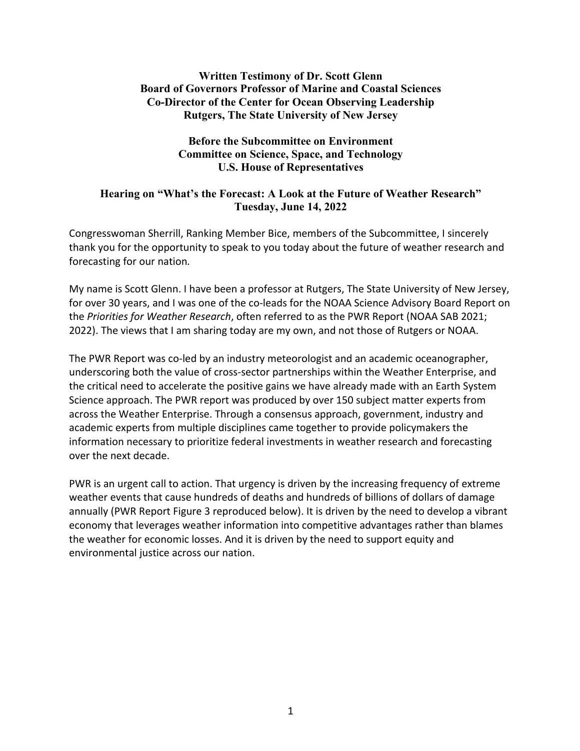**Written Testimony of Dr. Scott Glenn**
**Board of Governors Professor of Marine and Coastal Sciences**
**Co-Director of the Center for Ocean Observing Leadership**
**Rutgers, The State University of New Jersey**

**Before the Subcommittee on Environment**
**Committee on Science, Space, and Technology**
**U.S. House of Representatives**

**Hearing on "What's the Forecast: A Look at the Future of Weather Research"**
**Tuesday, June 14, 2022**

Congresswoman Sherrill, Ranking Member Bice, members of the Subcommittee, I sincerely thank you for the opportunity to speak to you today about the future of weather research and forecasting for our nation.

My name is Scott Glenn. I have been a professor at Rutgers, The State University of New Jersey, for over 30 years, and I was one of the co-leads for the NOAA Science Advisory Board Report on the *Priorities for Weather Research*, often referred to as the PWR Report (NOAA SAB 2021; 2022). The views that I am sharing today are my own, and not those of Rutgers or NOAA.

The PWR Report was co-led by an industry meteorologist and an academic oceanographer, underscoring both the value of cross-sector partnerships within the Weather Enterprise, and the critical need to accelerate the positive gains we have already made with an Earth System Science approach. The PWR report was produced by over 150 subject matter experts from across the Weather Enterprise. Through a consensus approach, government, industry and academic experts from multiple disciplines came together to provide policymakers the information necessary to prioritize federal investments in weather research and forecasting over the next decade.

PWR is an urgent call to action. That urgency is driven by the increasing frequency of extreme weather events that cause hundreds of deaths and hundreds of billions of dollars of damage annually (PWR Report Figure 3 reproduced below). It is driven by the need to develop a vibrant economy that leverages weather information into competitive advantages rather than blames the weather for economic losses. And it is driven by the need to support equity and environmental justice across our nation.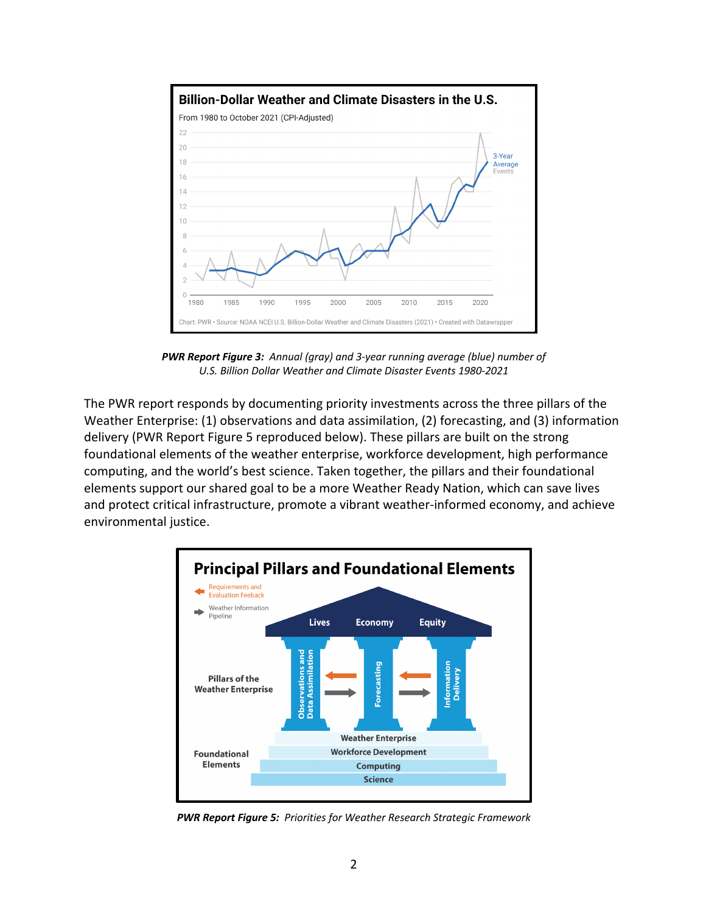**PWR Report Figure 3:** *Annual (gray) and 3-year running average (blue) number of U.S. Billion Dollar Weather and Climate Disaster Events 1980-2021*

The PWR report responds by documenting priority investments across the three pillars of the Weather Enterprise: (1) observations and data assimilation, (2) forecasting, and (3) information delivery (PWR Report Figure 5 reproduced below). These pillars are built on the strong foundational elements of the weather enterprise, workforce development, high performance computing, and the world's best science. Taken together, the pillars and their foundational elements support our shared goal to be a more Weather Ready Nation, which can save lives and protect critical infrastructure, promote a vibrant weather-informed economy, and achieve environmental justice.

**PWR Report Figure 5:** *Priorities for Weather Research Strategic Framework*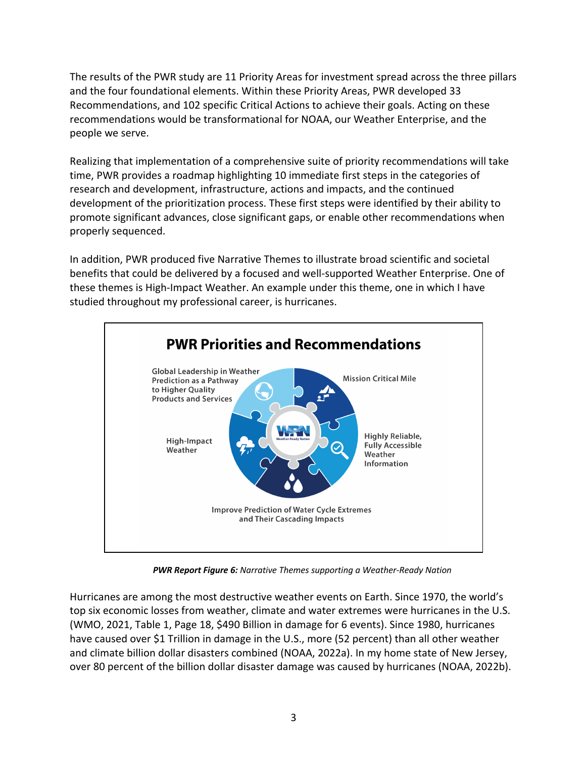The results of the PWR study are 11 Priority Areas for investment spread across the three pillars and the four foundational elements. Within these Priority Areas, PWR developed 33 Recommendations, and 102 specific Critical Actions to achieve their goals. Acting on these recommendations would be transformational for NOAA, our Weather Enterprise, and the people we serve.

Realizing that implementation of a comprehensive suite of priority recommendations will take time, PWR provides a roadmap highlighting 10 immediate first steps in the categories of research and development, infrastructure, actions and impacts, and the continued development of the prioritization process. These first steps were identified by their ability to promote significant advances, close significant gaps, or enable other recommendations when properly sequenced.

In addition, PWR produced five Narrative Themes to illustrate broad scientific and societal benefits that could be delivered by a focused and well-supported Weather Enterprise. One of these themes is High-Impact Weather. An example under this theme, one in which I have studied throughout my professional career, is hurricanes.

**PWR Priorities and Recommendations**

- Global Leadership in Weather Prediction as a Pathway to Higher Quality Products and Services
- Mission Critical Mile
- Highly Reliable, Fully Accessible Weather Information
- Improve Prediction of Water Cycle Extremes and Their Cascading Impacts
- High-Impact Weather

***PWR Report Figure 6:*** *Narrative Themes supporting a Weather-Ready Nation*

Hurricanes are among the most destructive weather events on Earth. Since 1970, the world's top six economic losses from weather, climate and water extremes were hurricanes in the U.S. (WMO, 2021, Table 1, Page 18, $490 Billion in damage for 6 events). Since 1980, hurricanes have caused over $1 Trillion in damage in the U.S., more (52 percent) than all other weather and climate billion dollar disasters combined (NOAA, 2022a). In my home state of New Jersey, over 80 percent of the billion dollar disaster damage was caused by hurricanes (NOAA, 2022b).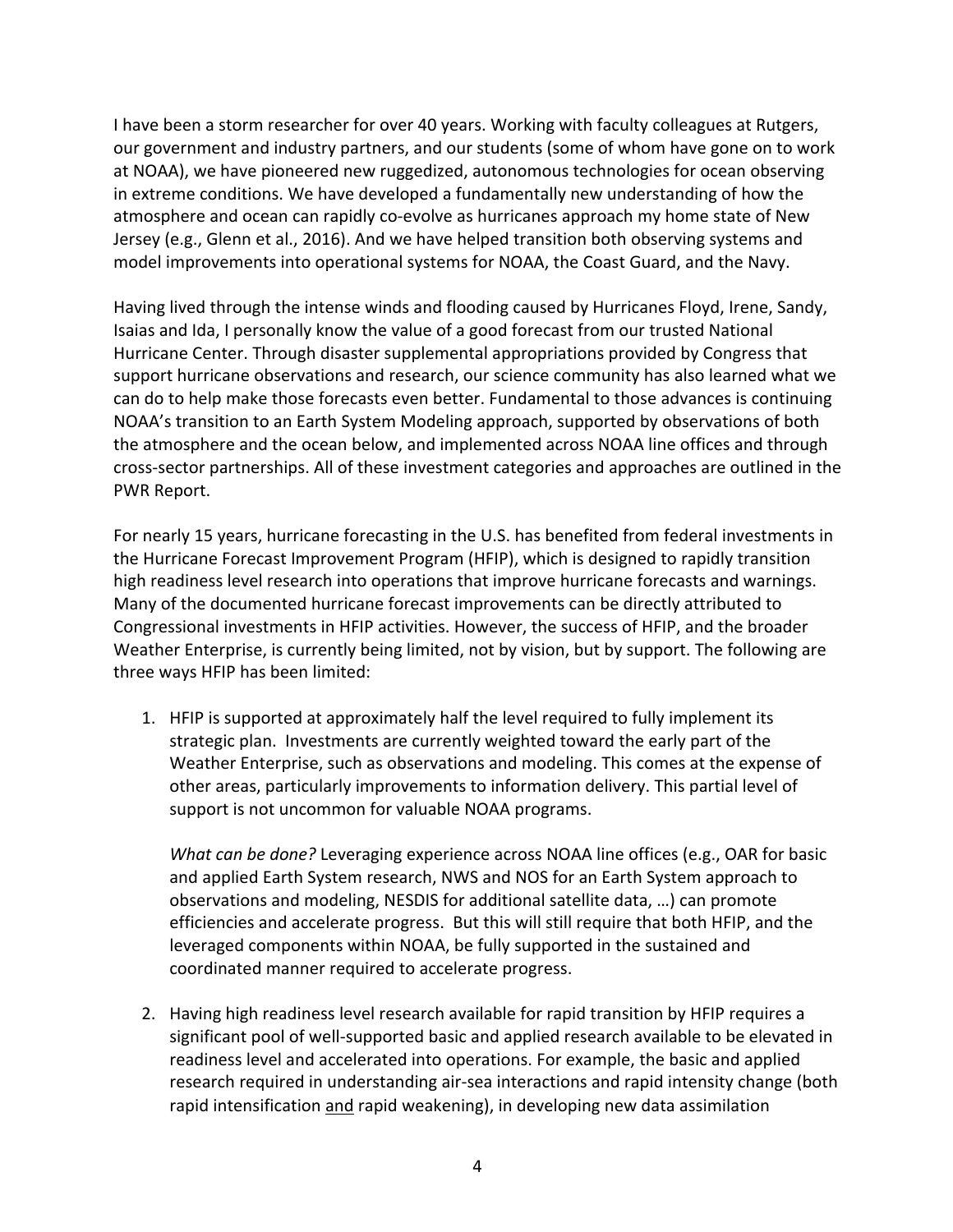I have been a storm researcher for over 40 years. Working with faculty colleagues at Rutgers, our government and industry partners, and our students (some of whom have gone on to work at NOAA), we have pioneered new ruggedized, autonomous technologies for ocean observing in extreme conditions. We have developed a fundamentally new understanding of how the atmosphere and ocean can rapidly co-evolve as hurricanes approach my home state of New Jersey (e.g., Glenn et al., 2016). And we have helped transition both observing systems and model improvements into operational systems for NOAA, the Coast Guard, and the Navy.

Having lived through the intense winds and flooding caused by Hurricanes Floyd, Irene, Sandy, Isaias and Ida, I personally know the value of a good forecast from our trusted National Hurricane Center. Through disaster supplemental appropriations provided by Congress that support hurricane observations and research, our science community has also learned what we can do to help make those forecasts even better. Fundamental to those advances is continuing NOAA's transition to an Earth System Modeling approach, supported by observations of both the atmosphere and the ocean below, and implemented across NOAA line offices and through cross-sector partnerships. All of these investment categories and approaches are outlined in the PWR Report.

For nearly 15 years, hurricane forecasting in the U.S. has benefited from federal investments in the Hurricane Forecast Improvement Program (HFIP), which is designed to rapidly transition high readiness level research into operations that improve hurricane forecasts and warnings. Many of the documented hurricane forecast improvements can be directly attributed to Congressional investments in HFIP activities. However, the success of HFIP, and the broader Weather Enterprise, is currently being limited, not by vision, but by support. The following are three ways HFIP has been limited:

1. HFIP is supported at approximately half the level required to fully implement its strategic plan. Investments are currently weighted toward the early part of the Weather Enterprise, such as observations and modeling. This comes at the expense of other areas, particularly improvements to information delivery. This partial level of support is not uncommon for valuable NOAA programs.

   *What can be done?* Leveraging experience across NOAA line offices (e.g., OAR for basic and applied Earth System research, NWS and NOS for an Earth System approach to observations and modeling, NESDIS for additional satellite data, …) can promote efficiencies and accelerate progress. But this will still require that both HFIP, and the leveraged components within NOAA, be fully supported in the sustained and coordinated manner required to accelerate progress.

2. Having high readiness level research available for rapid transition by HFIP requires a significant pool of well-supported basic and applied research available to be elevated in readiness level and accelerated into operations. For example, the basic and applied research required in understanding air-sea interactions and rapid intensity change (both rapid intensification <u>and</u> rapid weakening), in developing new data assimilation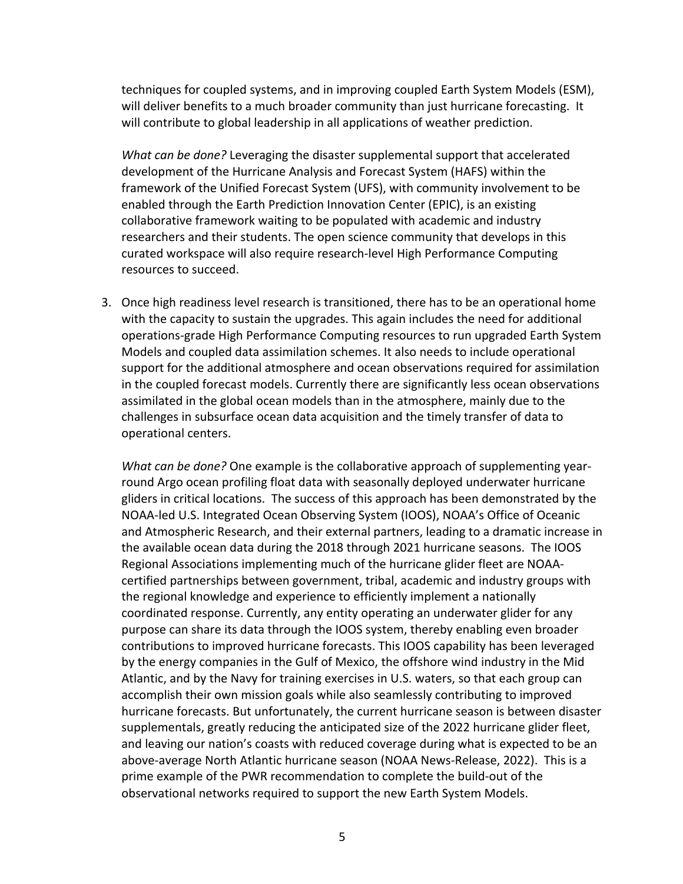techniques for coupled systems, and in improving coupled Earth System Models (ESM), will deliver benefits to a much broader community than just hurricane forecasting. It will contribute to global leadership in all applications of weather prediction.

*What can be done?* Leveraging the disaster supplemental support that accelerated development of the Hurricane Analysis and Forecast System (HAFS) within the framework of the Unified Forecast System (UFS), with community involvement to be enabled through the Earth Prediction Innovation Center (EPIC), is an existing collaborative framework waiting to be populated with academic and industry researchers and their students. The open science community that develops in this curated workspace will also require research-level High Performance Computing resources to succeed.

3. Once high readiness level research is transitioned, there has to be an operational home with the capacity to sustain the upgrades. This again includes the need for additional operations-grade High Performance Computing resources to run upgraded Earth System Models and coupled data assimilation schemes. It also needs to include operational support for the additional atmosphere and ocean observations required for assimilation in the coupled forecast models. Currently there are significantly less ocean observations assimilated in the global ocean models than in the atmosphere, mainly due to the challenges in subsurface ocean data acquisition and the timely transfer of data to operational centers.

   *What can be done?* One example is the collaborative approach of supplementing year-round Argo ocean profiling float data with seasonally deployed underwater hurricane gliders in critical locations. The success of this approach has been demonstrated by the NOAA-led U.S. Integrated Ocean Observing System (IOOS), NOAA's Office of Oceanic and Atmospheric Research, and their external partners, leading to a dramatic increase in the available ocean data during the 2018 through 2021 hurricane seasons. The IOOS Regional Associations implementing much of the hurricane glider fleet are NOAA-certified partnerships between government, tribal, academic and industry groups with the regional knowledge and experience to efficiently implement a nationally coordinated response. Currently, any entity operating an underwater glider for any purpose can share its data through the IOOS system, thereby enabling even broader contributions to improved hurricane forecasts. This IOOS capability has been leveraged by the energy companies in the Gulf of Mexico, the offshore wind industry in the Mid Atlantic, and by the Navy for training exercises in U.S. waters, so that each group can accomplish their own mission goals while also seamlessly contributing to improved hurricane forecasts. But unfortunately, the current hurricane season is between disaster supplementals, greatly reducing the anticipated size of the 2022 hurricane glider fleet, and leaving our nation's coasts with reduced coverage during what is expected to be an above-average North Atlantic hurricane season (NOAA News-Release, 2022). This is a prime example of the PWR recommendation to complete the build-out of the observational networks required to support the new Earth System Models.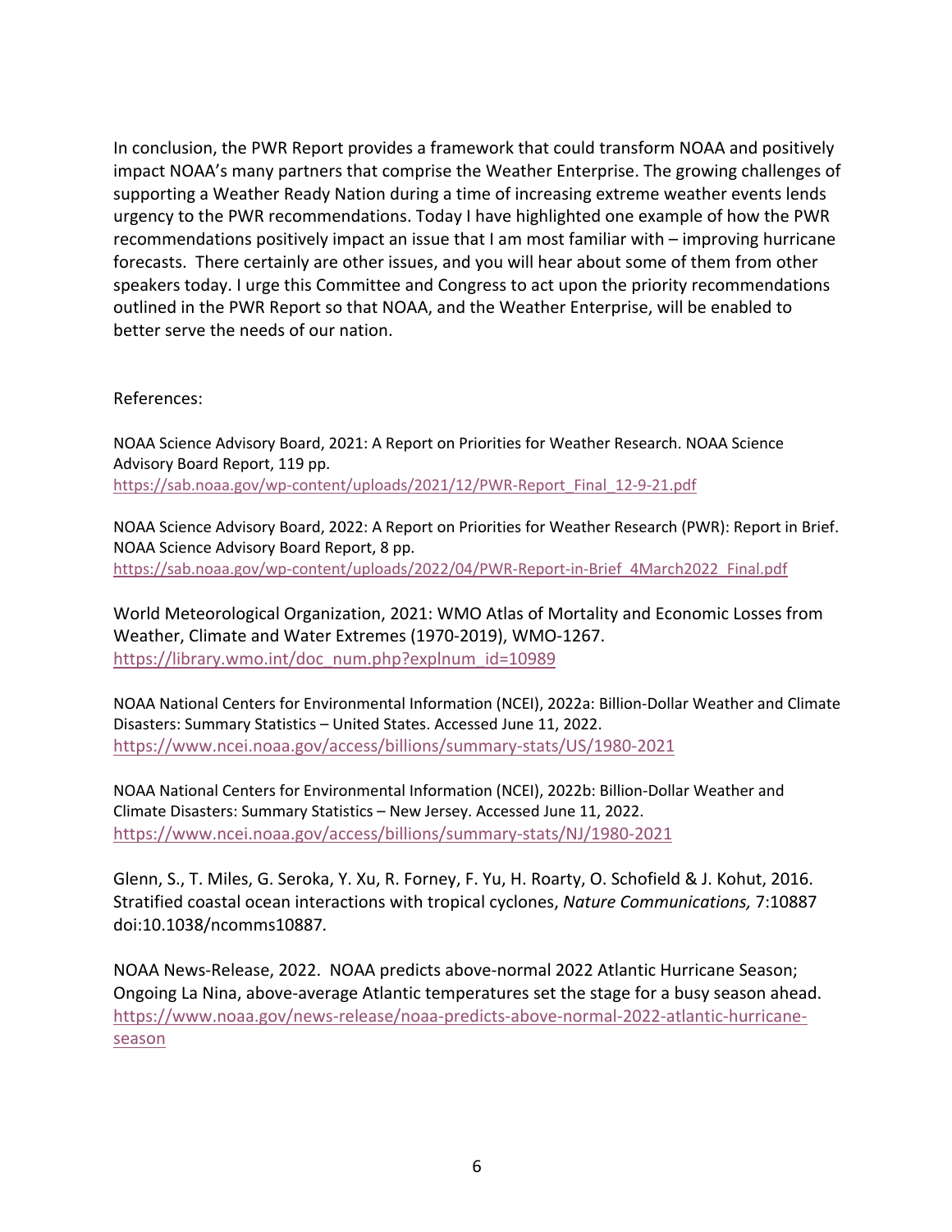In conclusion, the PWR Report provides a framework that could transform NOAA and positively impact NOAA's many partners that comprise the Weather Enterprise. The growing challenges of supporting a Weather Ready Nation during a time of increasing extreme weather events lends urgency to the PWR recommendations. Today I have highlighted one example of how the PWR recommendations positively impact an issue that I am most familiar with – improving hurricane forecasts. There certainly are other issues, and you will hear about some of them from other speakers today. I urge this Committee and Congress to act upon the priority recommendations outlined in the PWR Report so that NOAA, and the Weather Enterprise, will be enabled to better serve the needs of our nation.

References:

NOAA Science Advisory Board, 2021: A Report on Priorities for Weather Research. NOAA Science Advisory Board Report, 119 pp.
https://sab.noaa.gov/wp-content/uploads/2021/12/PWR-Report_Final_12-9-21.pdf

NOAA Science Advisory Board, 2022: A Report on Priorities for Weather Research (PWR): Report in Brief. NOAA Science Advisory Board Report, 8 pp.
https://sab.noaa.gov/wp-content/uploads/2022/04/PWR-Report-in-Brief_4March2022_Final.pdf

World Meteorological Organization, 2021: WMO Atlas of Mortality and Economic Losses from Weather, Climate and Water Extremes (1970-2019), WMO-1267.
https://library.wmo.int/doc_num.php?explnum_id=10989

NOAA National Centers for Environmental Information (NCEI), 2022a: Billion-Dollar Weather and Climate Disasters: Summary Statistics – United States. Accessed June 11, 2022.
https://www.ncei.noaa.gov/access/billions/summary-stats/US/1980-2021

NOAA National Centers for Environmental Information (NCEI), 2022b: Billion-Dollar Weather and Climate Disasters: Summary Statistics – New Jersey. Accessed June 11, 2022.
https://www.ncei.noaa.gov/access/billions/summary-stats/NJ/1980-2021

Glenn, S., T. Miles, G. Seroka, Y. Xu, R. Forney, F. Yu, H. Roarty, O. Schofield & J. Kohut, 2016. Stratified coastal ocean interactions with tropical cyclones, *Nature Communications,* 7:10887 doi:10.1038/ncomms10887.

NOAA News-Release, 2022. NOAA predicts above-normal 2022 Atlantic Hurricane Season; Ongoing La Nina, above-average Atlantic temperatures set the stage for a busy season ahead.
https://www.noaa.gov/news-release/noaa-predicts-above-normal-2022-atlantic-hurricane-season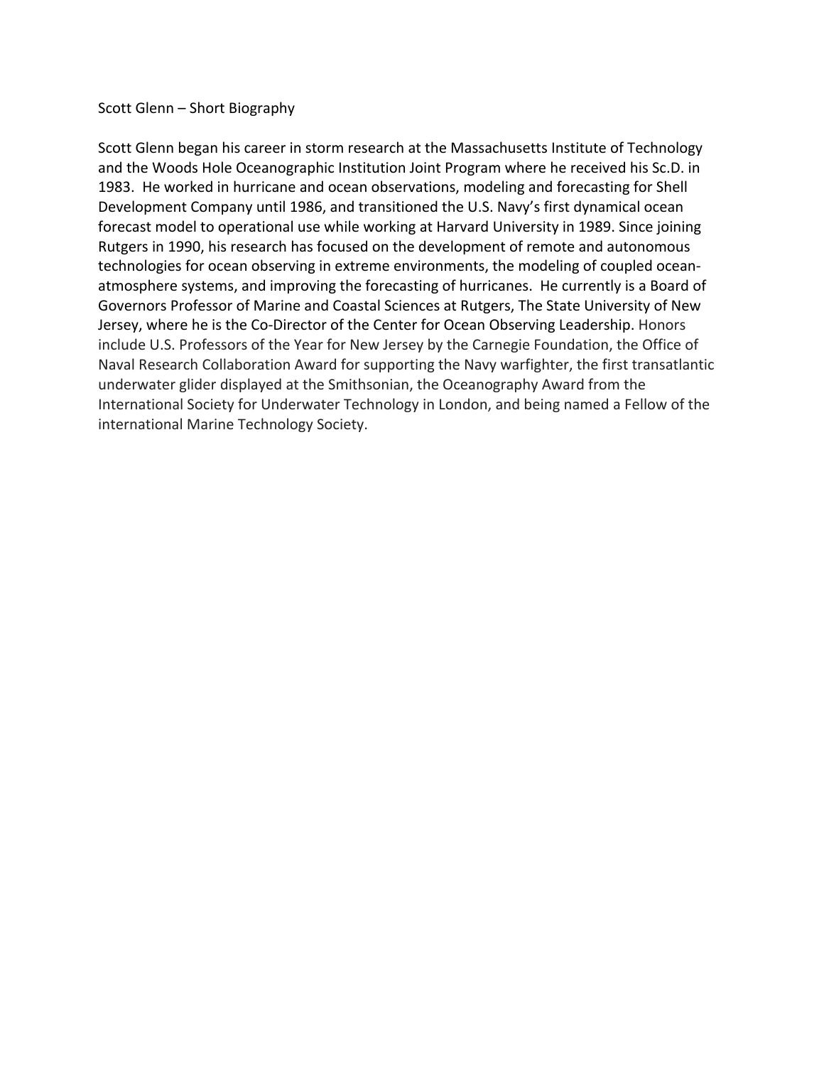Scott Glenn – Short Biography

Scott Glenn began his career in storm research at the Massachusetts Institute of Technology and the Woods Hole Oceanographic Institution Joint Program where he received his Sc.D. in 1983. He worked in hurricane and ocean observations, modeling and forecasting for Shell Development Company until 1986, and transitioned the U.S. Navy's first dynamical ocean forecast model to operational use while working at Harvard University in 1989. Since joining Rutgers in 1990, his research has focused on the development of remote and autonomous technologies for ocean observing in extreme environments, the modeling of coupled ocean-atmosphere systems, and improving the forecasting of hurricanes. He currently is a Board of Governors Professor of Marine and Coastal Sciences at Rutgers, The State University of New Jersey, where he is the Co-Director of the Center for Ocean Observing Leadership. Honors include U.S. Professors of the Year for New Jersey by the Carnegie Foundation, the Office of Naval Research Collaboration Award for supporting the Navy warfighter, the first transatlantic underwater glider displayed at the Smithsonian, the Oceanography Award from the International Society for Underwater Technology in London, and being named a Fellow of the international Marine Technology Society.